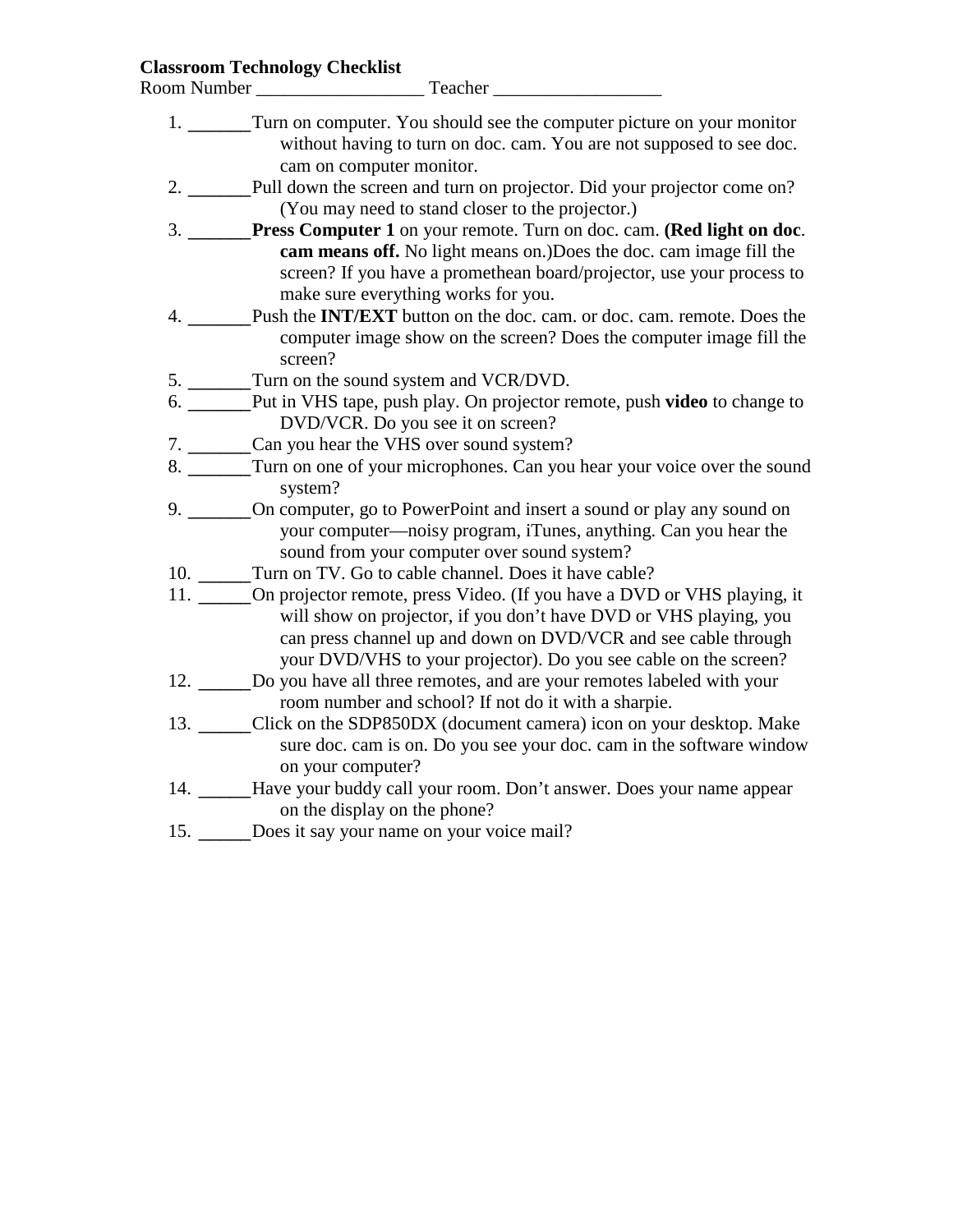**Classroom Technology Checklist**

Room Number __________________ Teacher __________________

1. ______Turn on computer. You should see the computer picture on your monitor without having to turn on doc. cam. You are not supposed to see doc. cam on computer monitor.
2. ______Pull down the screen and turn on projector. Did your projector come on? (You may need to stand closer to the projector.)
3. ______**Press Computer 1** on your remote. Turn on doc. cam. **(Red light on doc. cam means off.** No light means on.)Does the doc. cam image fill the screen? If you have a promethean board/projector, use your process to make sure everything works for you.
4. ______Push the **INT/EXT** button on the doc. cam. or doc. cam. remote. Does the computer image show on the screen? Does the computer image fill the screen?
5. ______Turn on the sound system and VCR/DVD.
6. ______Put in VHS tape, push play. On projector remote, push **video** to change to DVD/VCR. Do you see it on screen?
7. ______Can you hear the VHS over sound system?
8. ______Turn on one of your microphones. Can you hear your voice over the sound system?
9. ______On computer, go to PowerPoint and insert a sound or play any sound on your computer—noisy program, iTunes, anything. Can you hear the sound from your computer over sound system?
10. ______Turn on TV. Go to cable channel. Does it have cable?
11. ______On projector remote, press Video. (If you have a DVD or VHS playing, it will show on projector, if you don't have DVD or VHS playing, you can press channel up and down on DVD/VCR and see cable through your DVD/VHS to your projector). Do you see cable on the screen?
12. ______Do you have all three remotes, and are your remotes labeled with your room number and school? If not do it with a sharpie.
13. ______Click on the SDP850DX (document camera) icon on your desktop. Make sure doc. cam is on. Do you see your doc. cam in the software window on your computer?
14. ______Have your buddy call your room. Don't answer. Does your name appear on the display on the phone?
15. ______Does it say your name on your voice mail?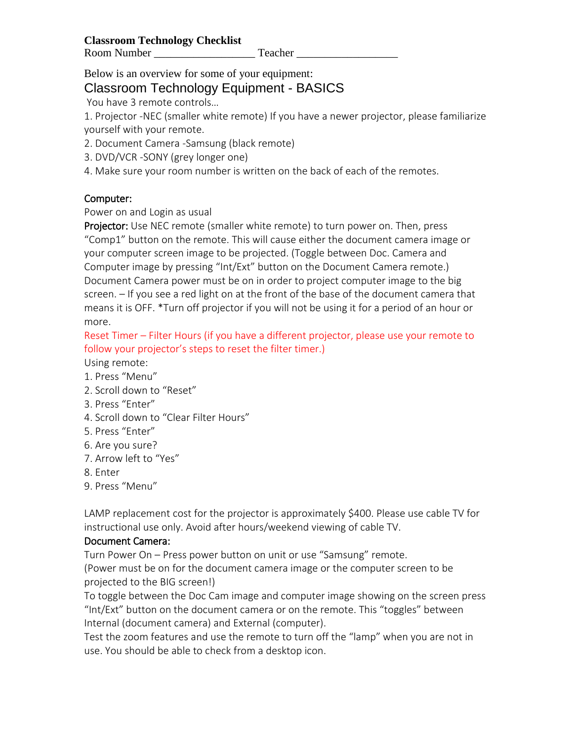**Classroom Technology Checklist**

Room Number __________________ Teacher __________________

Below is an overview for some of your equipment:

## Classroom Technology Equipment - BASICS

You have 3 remote controls…

1. Projector -NEC (smaller white remote) If you have a newer projector, please familiarize yourself with your remote.
2. Document Camera -Samsung (black remote)
3. DVD/VCR -SONY (grey longer one)
4. Make sure your room number is written on the back of each of the remotes.

Computer:

Power on and Login as usual

Projector: Use NEC remote (smaller white remote) to turn power on. Then, press "Comp1" button on the remote. This will cause either the document camera image or your computer screen image to be projected. (Toggle between Doc. Camera and Computer image by pressing "Int/Ext" button on the Document Camera remote.) Document Camera power must be on in order to project computer image to the big screen. – If you see a red light on at the front of the base of the document camera that means it is OFF. *Turn off projector if you will not be using it for a period of an hour or more.

Reset Timer – Filter Hours (if you have a different projector, please use your remote to follow your projector's steps to reset the filter timer.)

Using remote:

1. Press "Menu"
2. Scroll down to "Reset"
3. Press "Enter"
4. Scroll down to "Clear Filter Hours"
5. Press "Enter"
6. Are you sure?
7. Arrow left to "Yes"
8. Enter
9. Press "Menu"

LAMP replacement cost for the projector is approximately $400. Please use cable TV for instructional use only. Avoid after hours/weekend viewing of cable TV.

Document Camera:

Turn Power On – Press power button on unit or use "Samsung" remote.

(Power must be on for the document camera image or the computer screen to be projected to the BIG screen!)

To toggle between the Doc Cam image and computer image showing on the screen press "Int/Ext" button on the document camera or on the remote. This "toggles" between Internal (document camera) and External (computer).

Test the zoom features and use the remote to turn off the "lamp" when you are not in use. You should be able to check from a desktop icon.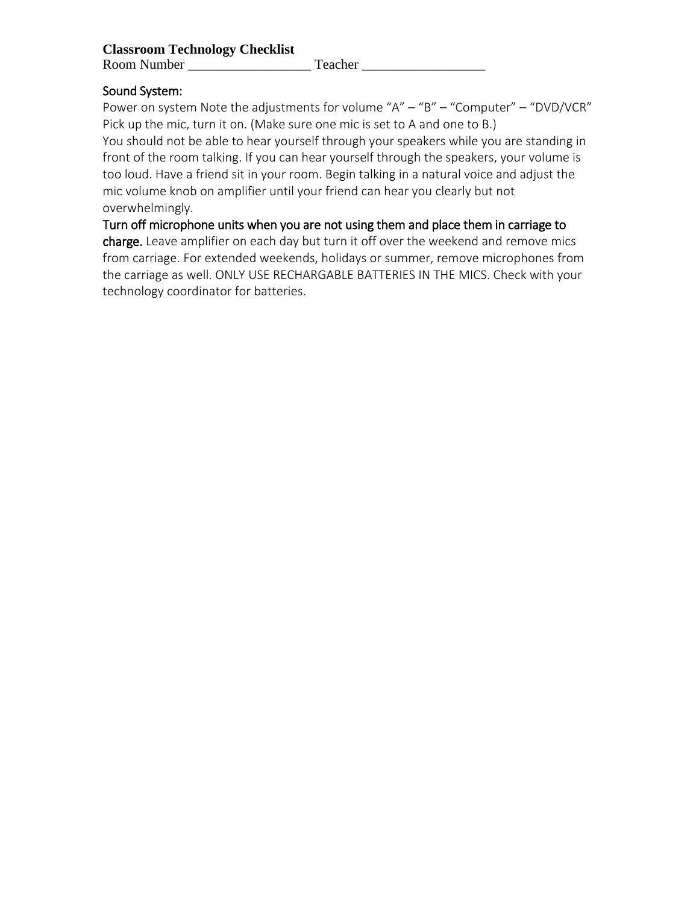**Classroom Technology Checklist**

Room Number __________________ Teacher __________________

Sound System:

Power on system Note the adjustments for volume "A" – "B" – "Computer" – "DVD/VCR"
Pick up the mic, turn it on. (Make sure one mic is set to A and one to B.)
You should not be able to hear yourself through your speakers while you are standing in front of the room talking. If you can hear yourself through the speakers, your volume is too loud. Have a friend sit in your room. Begin talking in a natural voice and adjust the mic volume knob on amplifier until your friend can hear you clearly but not overwhelmingly.

Turn off microphone units when you are not using them and place them in carriage to charge. Leave amplifier on each day but turn it off over the weekend and remove mics from carriage. For extended weekends, holidays or summer, remove microphones from the carriage as well. ONLY USE RECHARGABLE BATTERIES IN THE MICS. Check with your technology coordinator for batteries.